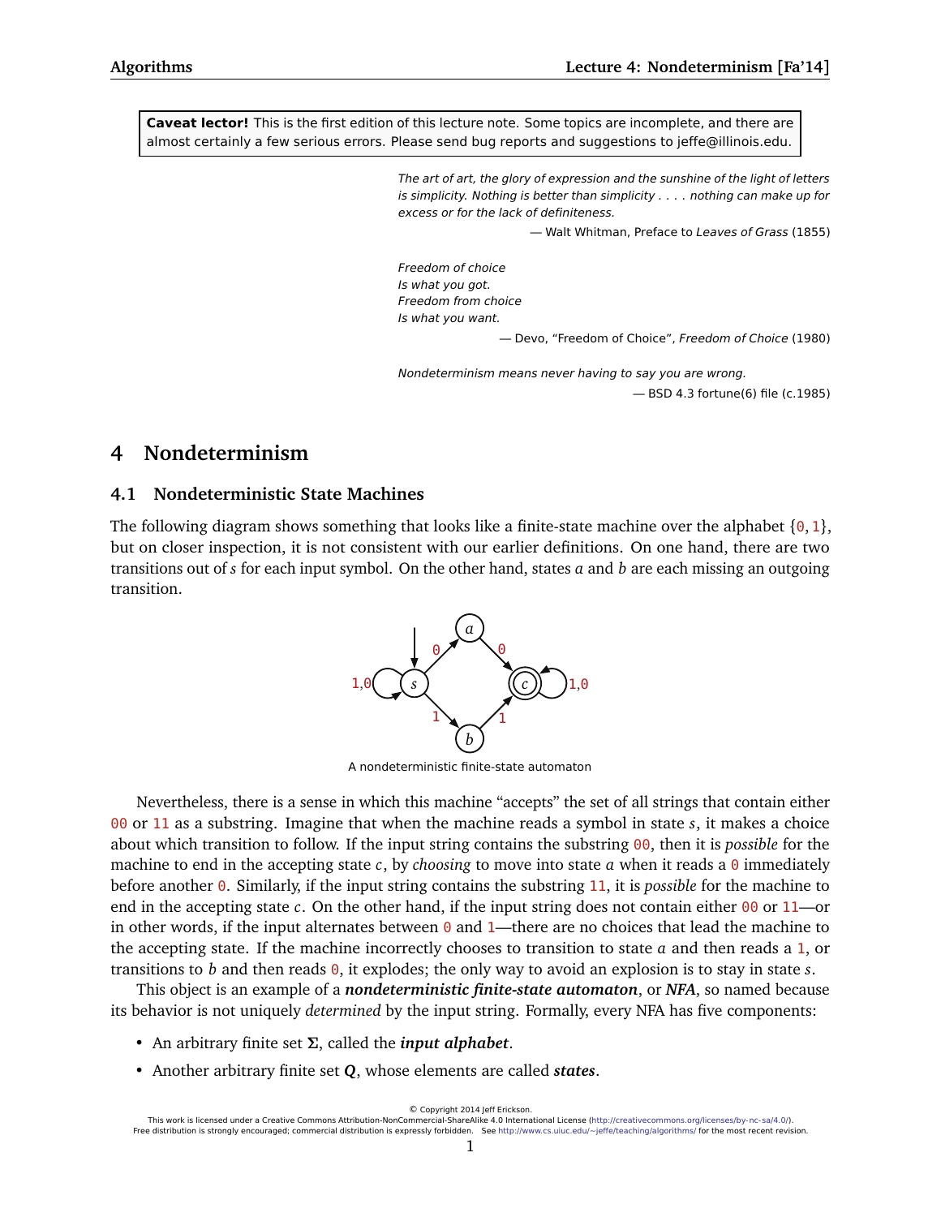**Caveat lector!** This is the first edition of this lecture note. Some topics are incomplete, and there are almost certainly a few serious errors. Please send bug reports and suggestions to jeffe@illinois.edu.

*The art of art, the glory of expression and the sunshine of the light of letters is simplicity. Nothing is better than simplicity . . . . nothing can make up for excess or for the lack of definiteness.*

— Walt Whitman, Preface to *Leaves of Grass* (1855)

*Freedom of choice*
*Is what you got.*
*Freedom from choice*
*Is what you want.*

— Devo, "Freedom of Choice", *Freedom of Choice* (1980)

*Nondeterminism means never having to say you are wrong.*

— BSD 4.3 fortune(6) file (c.1985)

# 4 Nondeterminism

## 4.1 Nondeterministic State Machines

The following diagram shows something that looks like a finite-state machine over the alphabet $\{0, 1\}$, but on closer inspection, it is not consistent with our earlier definitions. On one hand, there are two transitions out of $s$ for each input symbol. On the other hand, states $a$ and $b$ are each missing an outgoing transition.

A nondeterministic finite-state automaton

Nevertheless, there is a sense in which this machine "accepts" the set of all strings that contain either 00 or 11 as a substring. Imagine that when the machine reads a symbol in state $s$, it makes a choice about which transition to follow. If the input string contains the substring 00, then it is *possible* for the machine to end in the accepting state $c$, by *choosing* to move into state $a$ when it reads a 0 immediately before another 0. Similarly, if the input string contains the substring 11, it is *possible* for the machine to end in the accepting state $c$. On the other hand, if the input string does not contain either 00 or 11—or in other words, if the input alternates between 0 and 1—there are no choices that lead the machine to the accepting state. If the machine incorrectly chooses to transition to state $a$ and then reads a 1, or transitions to $b$ and then reads 0, it explodes; the only way to avoid an explosion is to stay in state $s$.

This object is an example of a ***nondeterministic finite-state automaton***, or ***NFA***, so named because its behavior is not uniquely *determined* by the input string. Formally, every NFA has five components:

- An arbitrary finite set $\Sigma$, called the ***input alphabet***.
- Another arbitrary finite set $Q$, whose elements are called ***states***.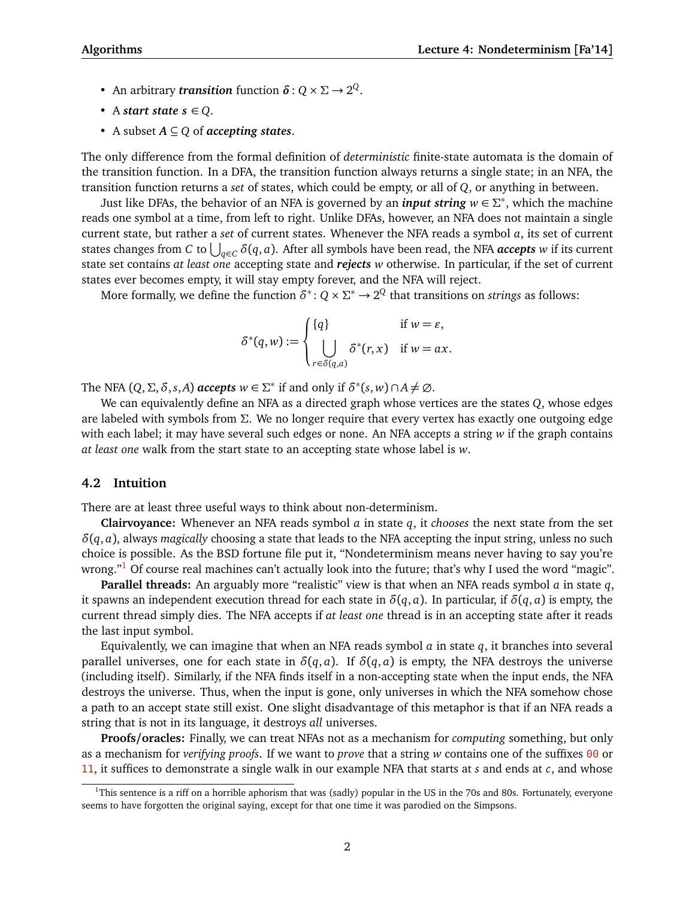- An arbitrary ***transition*** function $\boldsymbol{\delta}: Q \times \Sigma \to 2^Q$.
- A ***start state*** $\boldsymbol{s} \in Q$.
- A subset $\boldsymbol{A} \subseteq Q$ of ***accepting states***.

The only difference from the formal definition of *deterministic* finite-state automata is the domain of the transition function. In a DFA, the transition function always returns a single state; in an NFA, the transition function returns a *set* of states, which could be empty, or all of $Q$, or anything in between.

Just like DFAs, the behavior of an NFA is governed by an ***input string*** $w \in \Sigma^*$, which the machine reads one symbol at a time, from left to right. Unlike DFAs, however, an NFA does not maintain a single current state, but rather a *set* of current states. Whenever the NFA reads a symbol $a$, its set of current states changes from $C$ to $\bigcup_{q \in C} \delta(q, a)$. After all symbols have been read, the NFA ***accepts*** $w$ if its current state set contains *at least one* accepting state and ***rejects*** $w$ otherwise. In particular, if the set of current states ever becomes empty, it will stay empty forever, and the NFA will reject.

More formally, we define the function $\delta^*: Q \times \Sigma^* \to 2^Q$ that transitions on *strings* as follows:

$$\delta^*(q, w) := \begin{cases} \{q\} & \text{if } w = \varepsilon, \\ \displaystyle\bigcup_{r \in \delta(q,a)} \delta^*(r, x) & \text{if } w = ax. \end{cases}$$

The NFA $(Q, \Sigma, \delta, s, A)$ ***accepts*** $w \in \Sigma^*$ if and only if $\delta^*(s, w) \cap A \neq \varnothing$.

We can equivalently define an NFA as a directed graph whose vertices are the states $Q$, whose edges are labeled with symbols from $\Sigma$. We no longer require that every vertex has exactly one outgoing edge with each label; it may have several such edges or none. An NFA accepts a string $w$ if the graph contains *at least one* walk from the start state to an accepting state whose label is $w$.

### 4.2 Intuition

There are at least three useful ways to think about non-determinism.

**Clairvoyance:** Whenever an NFA reads symbol $a$ in state $q$, it *chooses* the next state from the set $\delta(q, a)$, always *magically* choosing a state that leads to the NFA accepting the input string, unless no such choice is possible. As the BSD fortune file put it, "Nondeterminism means never having to say you're wrong."[1] Of course real machines can't actually look into the future; that's why I used the word "magic".

**Parallel threads:** An arguably more "realistic" view is that when an NFA reads symbol $a$ in state $q$, it spawns an independent execution thread for each state in $\delta(q, a)$. In particular, if $\delta(q, a)$ is empty, the current thread simply dies. The NFA accepts if *at least one* thread is in an accepting state after it reads the last input symbol.

Equivalently, we can imagine that when an NFA reads symbol $a$ in state $q$, it branches into several parallel universes, one for each state in $\delta(q, a)$. If $\delta(q, a)$ is empty, the NFA destroys the universe (including itself). Similarly, if the NFA finds itself in a non-accepting state when the input ends, the NFA destroys the universe. Thus, when the input is gone, only universes in which the NFA somehow chose a path to an accept state still exist. One slight disadvantage of this metaphor is that if an NFA reads a string that is not in its language, it destroys *all* universes.

**Proofs/oracles:** Finally, we can treat NFAs not as a mechanism for *computing* something, but only as a mechanism for *verifying proofs*. If we want to *prove* that a string $w$ contains one of the suffixes `00` or `11`, it suffices to demonstrate a single walk in our example NFA that starts at $s$ and ends at $c$, and whose

[1] This sentence is a riff on a horrible aphorism that was (sadly) popular in the US in the 70s and 80s. Fortunately, everyone seems to have forgotten the original saying, except for that one time it was parodied on the Simpsons.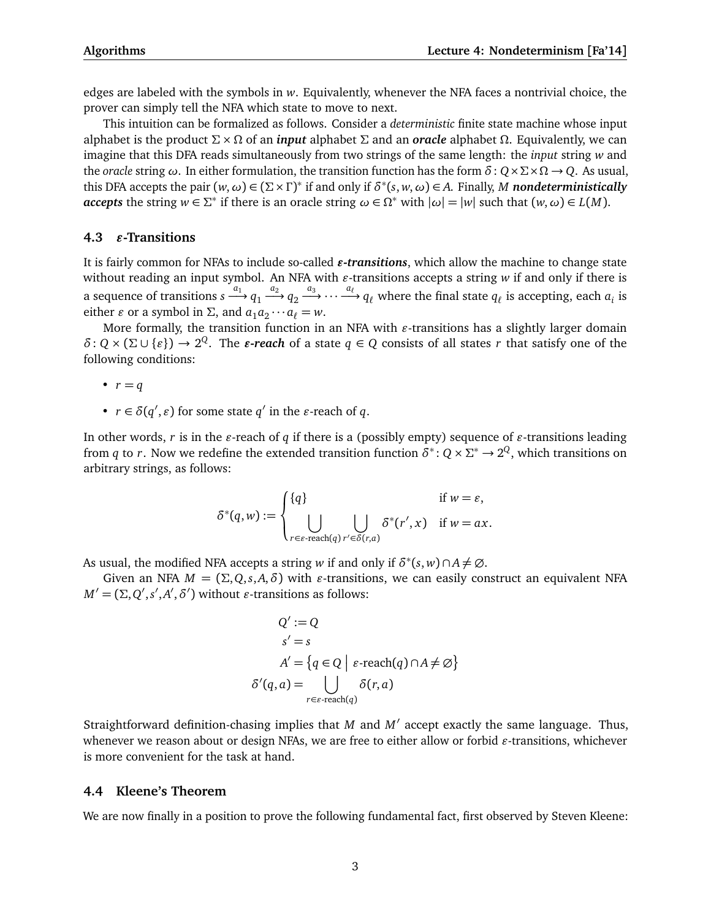edges are labeled with the symbols in $w$. Equivalently, whenever the NFA faces a nontrivial choice, the prover can simply tell the NFA which state to move to next.

This intuition can be formalized as follows. Consider a *deterministic* finite state machine whose input alphabet is the product $\Sigma \times \Omega$ of an ***input*** alphabet $\Sigma$ and an ***oracle*** alphabet $\Omega$. Equivalently, we can imagine that this DFA reads simultaneously from two strings of the same length: the *input* string $w$ and the *oracle* string $\omega$. In either formulation, the transition function has the form $\delta\colon Q \times \Sigma \times \Omega \to Q$. As usual, this DFA accepts the pair $(w, \omega) \in (\Sigma \times \Gamma)^*$ if and only if $\delta^*(s, w, \omega) \in A$. Finally, $M$ ***nondeterministically accepts*** the string $w \in \Sigma^*$ if there is an oracle string $\omega \in \Omega^*$ with $|\omega| = |w|$ such that $(w, \omega) \in L(M)$.

## 4.3 $\varepsilon$-Transitions

It is fairly common for NFAs to include so-called ***$\varepsilon$-transitions***, which allow the machine to change state without reading an input symbol. An NFA with $\varepsilon$-transitions accepts a string $w$ if and only if there is a sequence of transitions $s \xrightarrow{a_1} q_1 \xrightarrow{a_2} q_2 \xrightarrow{a_3} \cdots \xrightarrow{a_\ell} q_\ell$ where the final state $q_\ell$ is accepting, each $a_i$ is either $\varepsilon$ or a symbol in $\Sigma$, and $a_1 a_2 \cdots a_\ell = w$.

More formally, the transition function in an NFA with $\varepsilon$-transitions has a slightly larger domain $\delta\colon Q \times (\Sigma \cup \{\varepsilon\}) \to 2^Q$. The ***$\varepsilon$-reach*** of a state $q \in Q$ consists of all states $r$ that satisfy one of the following conditions:

- $r = q$
- $r \in \delta(q', \varepsilon)$ for some state $q'$ in the $\varepsilon$-reach of $q$.

In other words, $r$ is in the $\varepsilon$-reach of $q$ if there is a (possibly empty) sequence of $\varepsilon$-transitions leading from $q$ to $r$. Now we redefine the extended transition function $\delta^*\colon Q \times \Sigma^* \to 2^Q$, which transitions on arbitrary strings, as follows:

$$\delta^*(q, w) := \begin{cases} \{q\} & \text{if } w = \varepsilon, \\ \displaystyle\bigcup_{r \in \varepsilon\text{-reach}(q)} \bigcup_{r' \in \delta(r,a)} \delta^*(r', x) & \text{if } w = ax. \end{cases}$$

As usual, the modified NFA accepts a string $w$ if and only if $\delta^*(s, w) \cap A \neq \varnothing$.

Given an NFA $M = (\Sigma, Q, s, A, \delta)$ with $\varepsilon$-transitions, we can easily construct an equivalent NFA $M' = (\Sigma, Q', s', A', \delta')$ without $\varepsilon$-transitions as follows:

$$\begin{aligned} Q' &:= Q \\ s' &= s \\ A' &= \left\{ q \in Q \;\middle|\; \varepsilon\text{-reach}(q) \cap A \neq \varnothing \right\} \\ \delta'(q, a) &= \bigcup_{r \in \varepsilon\text{-reach}(q)} \delta(r, a) \end{aligned}$$

Straightforward definition-chasing implies that $M$ and $M'$ accept exactly the same language. Thus, whenever we reason about or design NFAs, we are free to either allow or forbid $\varepsilon$-transitions, whichever is more convenient for the task at hand.

## 4.4 Kleene's Theorem

We are now finally in a position to prove the following fundamental fact, first observed by Steven Kleene: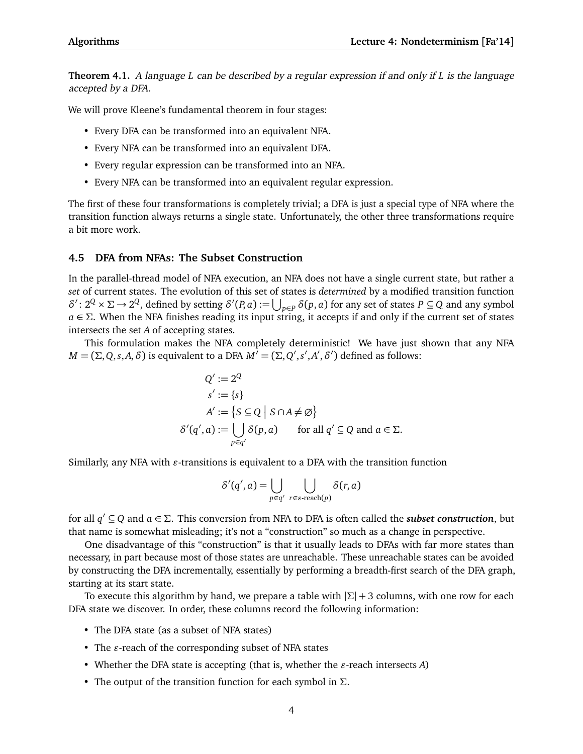**Theorem 4.1.** *A language $L$ can be described by a regular expression if and only if $L$ is the language accepted by a DFA.*

We will prove Kleene's fundamental theorem in four stages:

- Every DFA can be transformed into an equivalent NFA.
- Every NFA can be transformed into an equivalent DFA.
- Every regular expression can be transformed into an NFA.
- Every NFA can be transformed into an equivalent regular expression.

The first of these four transformations is completely trivial; a DFA is just a special type of NFA where the transition function always returns a single state. Unfortunately, the other three transformations require a bit more work.

### 4.5 DFA from NFAs: The Subset Construction

In the parallel-thread model of NFA execution, an NFA does not have a single current state, but rather a *set* of current states. The evolution of this set of states is *determined* by a modified transition function $\delta' \colon 2^Q \times \Sigma \to 2^Q$, defined by setting $\delta'(P, a) := \bigcup_{p \in P} \delta(p, a)$ for any set of states $P \subseteq Q$ and any symbol $a \in \Sigma$. When the NFA finishes reading its input string, it accepts if and only if the current set of states intersects the set $A$ of accepting states.

This formulation makes the NFA completely deterministic! We have just shown that any NFA $M = (\Sigma, Q, s, A, \delta)$ is equivalent to a DFA $M' = (\Sigma, Q', s', A', \delta')$ defined as follows:

$$
\begin{aligned}
Q' &:= 2^Q \\
s' &:= \{s\} \\
A' &:= \left\{ S \subseteq Q \;\middle|\; S \cap A \neq \varnothing \right\} \\
\delta'(q', a) &:= \bigcup_{p \in q'} \delta(p, a) \qquad \text{for all } q' \subseteq Q \text{ and } a \in \Sigma.
\end{aligned}
$$

Similarly, any NFA with $\varepsilon$-transitions is equivalent to a DFA with the transition function

$$
\delta'(q', a) = \bigcup_{p \in q'} \; \bigcup_{r \in \varepsilon\text{-reach}(p)} \delta(r, a)
$$

for all $q' \subseteq Q$ and $a \in \Sigma$. This conversion from NFA to DFA is often called the ***subset construction***, but that name is somewhat misleading; it's not a "construction" so much as a change in perspective.

One disadvantage of this "construction" is that it usually leads to DFAs with far more states than necessary, in part because most of those states are unreachable. These unreachable states can be avoided by constructing the DFA incrementally, essentially by performing a breadth-first search of the DFA graph, starting at its start state.

To execute this algorithm by hand, we prepare a table with $|\Sigma| + 3$ columns, with one row for each DFA state we discover. In order, these columns record the following information:

- The DFA state (as a subset of NFA states)
- The $\varepsilon$-reach of the corresponding subset of NFA states
- Whether the DFA state is accepting (that is, whether the $\varepsilon$-reach intersects $A$)
- The output of the transition function for each symbol in $\Sigma$.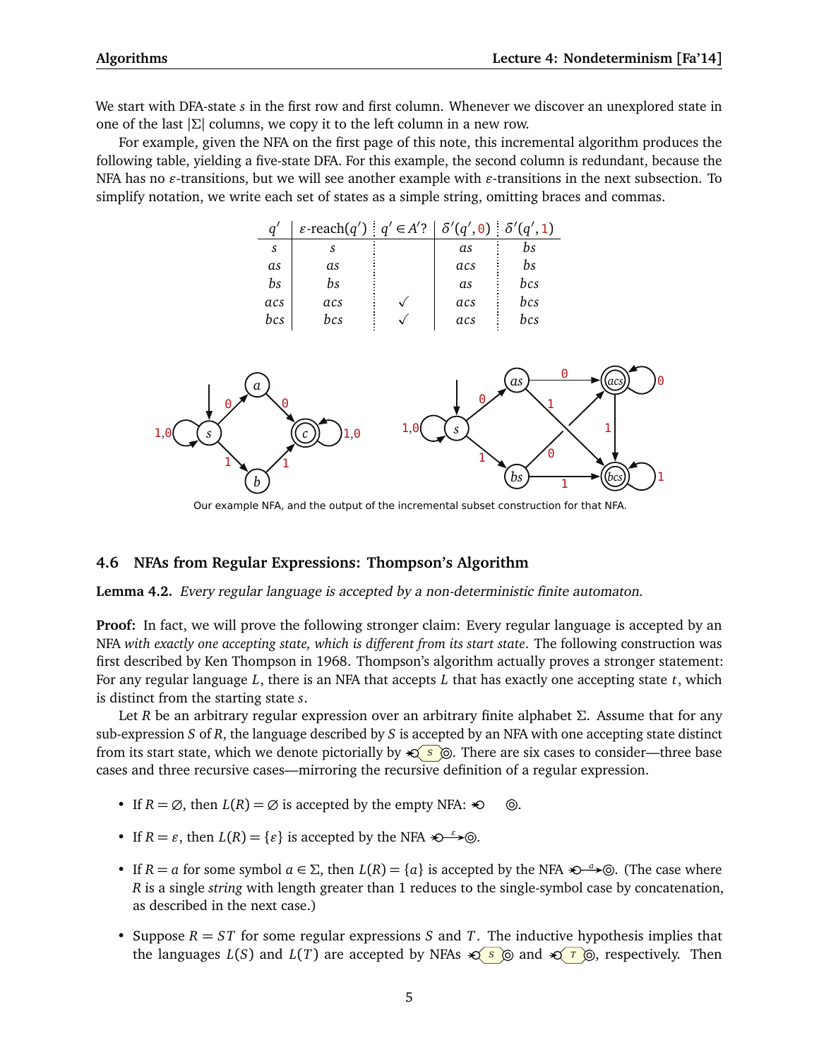We start with DFA-state $s$ in the first row and first column. Whenever we discover an unexplored state in one of the last $|\Sigma|$ columns, we copy it to the left column in a new row.

For example, given the NFA on the first page of this note, this incremental algorithm produces the following table, yielding a five-state DFA. For this example, the second column is redundant, because the NFA has no $\varepsilon$-transitions, but we will see another example with $\varepsilon$-transitions in the next subsection. To simplify notation, we write each set of states as a simple string, omitting braces and commas.

| $q'$ | $\varepsilon$-reach($q'$) | $q' \in A'$? | $\delta'(q', 0)$ | $\delta'(q', 1)$ |
|---|---|---|---|---|
| $s$ | $s$ | | $as$ | $bs$ |
| $as$ | $as$ | | $acs$ | $bs$ |
| $bs$ | $bs$ | | $as$ | $bcs$ |
| $acs$ | $acs$ | $\checkmark$ | $acs$ | $bcs$ |
| $bcs$ | $bcs$ | $\checkmark$ | $acs$ | $bcs$ |

Our example NFA, and the output of the incremental subset construction for that NFA.

## 4.6 NFAs from Regular Expressions: Thompson's Algorithm

**Lemma 4.2.** *Every regular language is accepted by a non-deterministic finite automaton.*

**Proof:** In fact, we will prove the following stronger claim: Every regular language is accepted by an NFA *with exactly one accepting state, which is different from its start state*. The following construction was first described by Ken Thompson in 1968. Thompson's algorithm actually proves a stronger statement: For any regular language $L$, there is an NFA that accepts $L$ that has exactly one accepting state $t$, which is distinct from the starting state $s$.

Let $R$ be an arbitrary regular expression over an arbitrary finite alphabet $\Sigma$. Assume that for any sub-expression $S$ of $R$, the language described by $S$ is accepted by an NFA with one accepting state distinct from its start state, which we denote pictorially by →○( $S$ )◎. There are six cases to consider—three base cases and three recursive cases—mirroring the recursive definition of a regular expression.

- If $R = \varnothing$, then $L(R) = \varnothing$ is accepted by the empty NFA: →○ ◎.
- If $R = \varepsilon$, then $L(R) = \{\varepsilon\}$ is accepted by the NFA →○ $\xrightarrow{\varepsilon}$ ◎.
- If $R = a$ for some symbol $a \in \Sigma$, then $L(R) = \{a\}$ is accepted by the NFA →○ $\xrightarrow{a}$ ◎. (The case where $R$ is a single *string* with length greater than 1 reduces to the single-symbol case by concatenation, as described in the next case.)
- Suppose $R = ST$ for some regular expressions $S$ and $T$. The inductive hypothesis implies that the languages $L(S)$ and $L(T)$ are accepted by NFAs →○( $S$ )◎ and →○( $T$ )◎, respectively. Then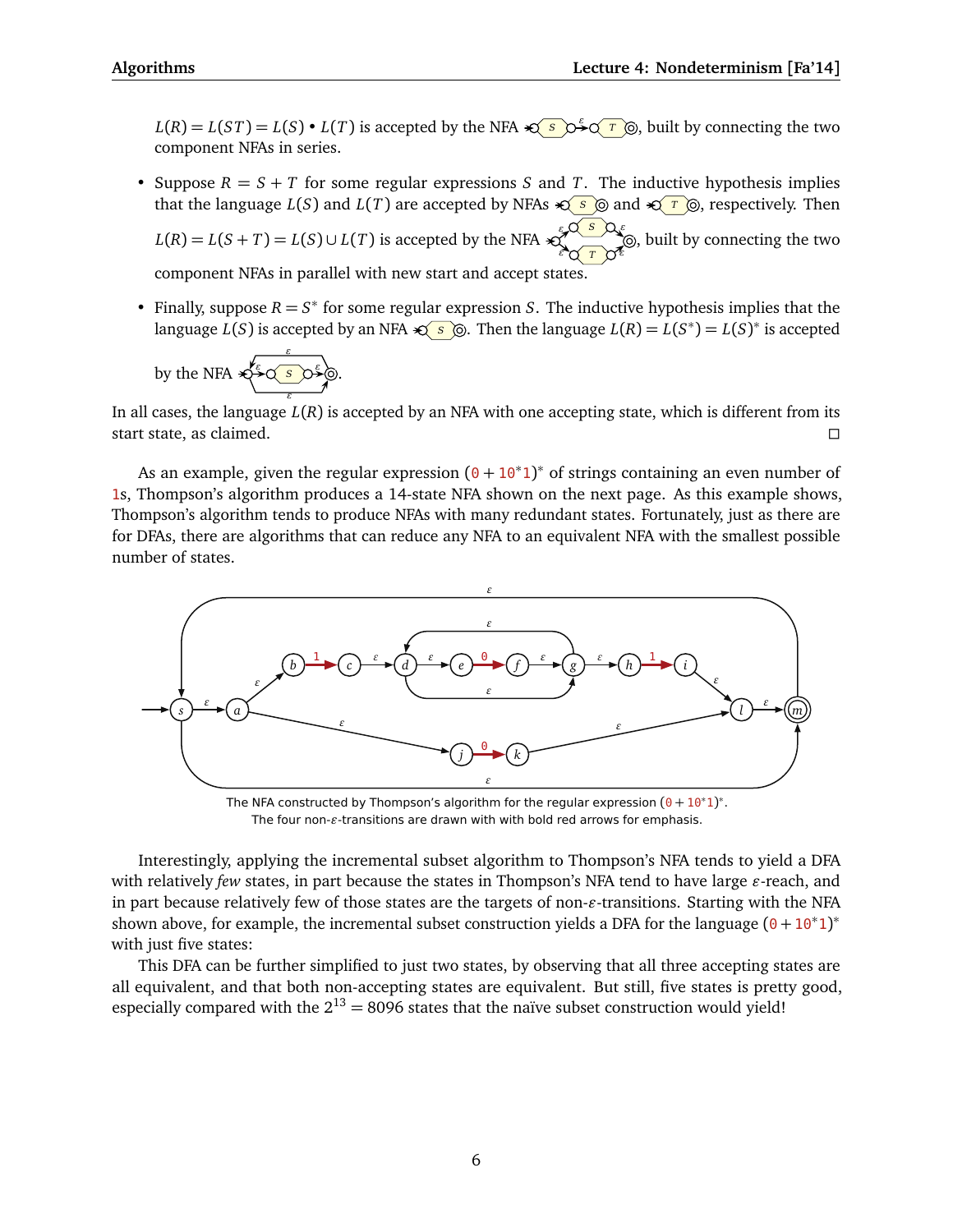$L(R) = L(ST) = L(S) \bullet L(T)$ is accepted by the NFA, built by connecting the two component NFAs in series.

- Suppose $R = S + T$ for some regular expressions $S$ and $T$. The inductive hypothesis implies that the language $L(S)$ and $L(T)$ are accepted by NFAs and , respectively. Then $L(R) = L(S + T) = L(S) \cup L(T)$ is accepted by the NFA , built by connecting the two component NFAs in parallel with new start and accept states.

- Finally, suppose $R = S^*$ for some regular expression $S$. The inductive hypothesis implies that the language $L(S)$ is accepted by an NFA . Then the language $L(R) = L(S^*) = L(S)^*$ is accepted by the NFA .

In all cases, the language $L(R)$ is accepted by an NFA with one accepting state, which is different from its start state, as claimed. □

As an example, given the regular expression $(0 + 10^*1)^*$ of strings containing an even number of 1s, Thompson's algorithm produces a 14-state NFA shown on the next page. As this example shows, Thompson's algorithm tends to produce NFAs with many redundant states. Fortunately, just as there are for DFAs, there are algorithms that can reduce any NFA to an equivalent NFA with the smallest possible number of states.

The NFA constructed by Thompson's algorithm for the regular expression $(0 + 10^*1)^*$.
The four non-$\varepsilon$-transitions are drawn with with bold red arrows for emphasis.

Interestingly, applying the incremental subset algorithm to Thompson's NFA tends to yield a DFA with relatively *few* states, in part because the states in Thompson's NFA tend to have large $\varepsilon$-reach, and in part because relatively few of those states are the targets of non-$\varepsilon$-transitions. Starting with the NFA shown above, for example, the incremental subset construction yields a DFA for the language $(0 + 10^*1)^*$ with just five states:

This DFA can be further simplified to just two states, by observing that all three accepting states are all equivalent, and that both non-accepting states are equivalent. But still, five states is pretty good, especially compared with the $2^{13} = 8096$ states that the naïve subset construction would yield!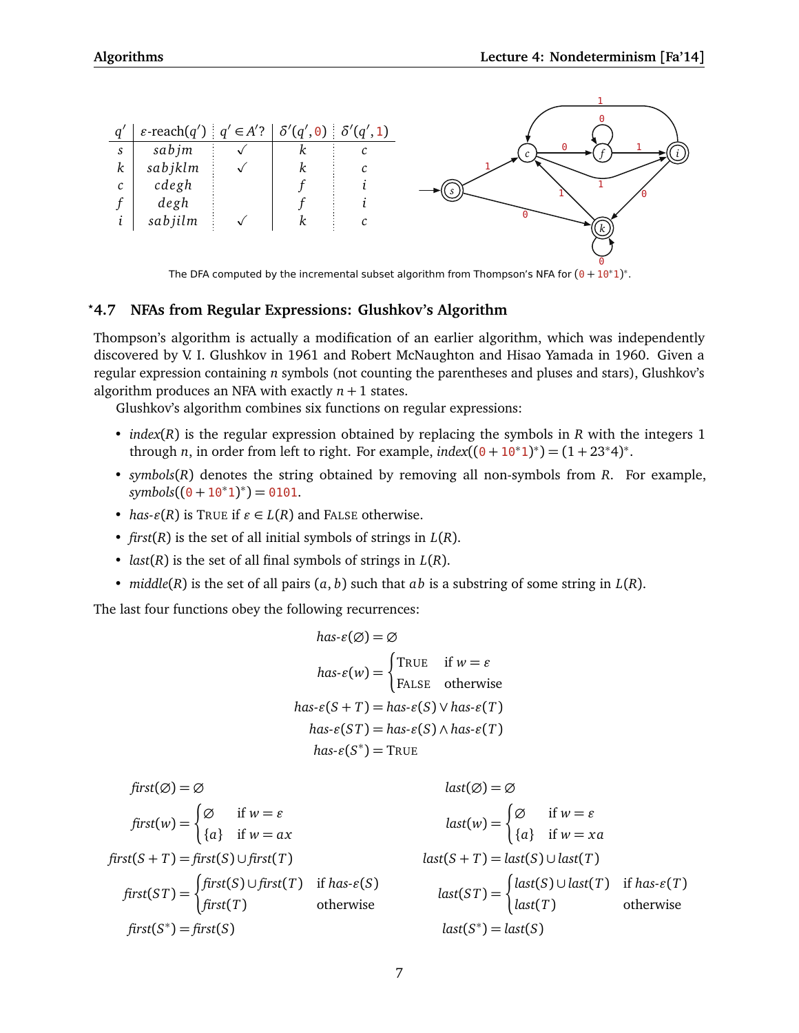| $q'$ | $\varepsilon$-reach($q'$) | $q' \in A'$? | $\delta'(q', 0)$ | $\delta'(q', 1)$ |
|---|---|---|---|---|
| $s$ | $sabjm$ | ✓ | $k$ | $c$ |
| $k$ | $sabjklm$ | ✓ | $k$ | $c$ |
| $c$ | $cdegh$ | | $f$ | $i$ |
| $f$ | $degh$ | | $f$ | $i$ |
| $i$ | $sabjilm$ | ✓ | $k$ | $c$ |

The DFA computed by the incremental subset algorithm from Thompson's NFA for $(0 + 10^*1)^*$.

## *4.7 NFAs from Regular Expressions: Glushkov's Algorithm

Thompson's algorithm is actually a modification of an earlier algorithm, which was independently discovered by V. I. Glushkov in 1961 and Robert McNaughton and Hisao Yamada in 1960. Given a regular expression containing $n$ symbols (not counting the parentheses and pluses and stars), Glushkov's algorithm produces an NFA with exactly $n + 1$ states.

Glushkov's algorithm combines six functions on regular expressions:

- *index*($R$) is the regular expression obtained by replacing the symbols in $R$ with the integers 1 through $n$, in order from left to right. For example, *index*($(0 + 10^*1)^*$) $= (1 + 23^*4)^*$.
- *symbols*($R$) denotes the string obtained by removing all non-symbols from $R$. For example, *symbols*($(0 + 10^*1)^*$) $=$ 0101.
- *has-ε*($R$) is TRUE if $\varepsilon \in L(R)$ and FALSE otherwise.
- *first*($R$) is the set of all initial symbols of strings in $L(R)$.
- *last*($R$) is the set of all final symbols of strings in $L(R)$.
- *middle*($R$) is the set of all pairs $(a, b)$ such that $ab$ is a substring of some string in $L(R)$.

The last four functions obey the following recurrences:

$$
\begin{aligned}
\textit{has-}\varepsilon(\varnothing) &= \varnothing \\
\textit{has-}\varepsilon(w) &= \begin{cases} \text{TRUE} & \text{if } w = \varepsilon \\ \text{FALSE} & \text{otherwise} \end{cases} \\
\textit{has-}\varepsilon(S + T) &= \textit{has-}\varepsilon(S) \vee \textit{has-}\varepsilon(T) \\
\textit{has-}\varepsilon(ST) &= \textit{has-}\varepsilon(S) \wedge \textit{has-}\varepsilon(T) \\
\textit{has-}\varepsilon(S^*) &= \text{TRUE}
\end{aligned}
$$

$$
\begin{aligned}
\textit{first}(\varnothing) &= \varnothing \\
\textit{first}(w) &= \begin{cases} \varnothing & \text{if } w = \varepsilon \\ \{a\} & \text{if } w = ax \end{cases} \\
\textit{first}(S + T) &= \textit{first}(S) \cup \textit{first}(T) \\
\textit{first}(ST) &= \begin{cases} \textit{first}(S) \cup \textit{first}(T) & \text{if } \textit{has-}\varepsilon(S) \\ \textit{first}(T) & \text{otherwise} \end{cases} \\
\textit{first}(S^*) &= \textit{first}(S)
\end{aligned}
$$

$$
\begin{aligned}
\textit{last}(\varnothing) &= \varnothing \\
\textit{last}(w) &= \begin{cases} \varnothing & \text{if } w = \varepsilon \\ \{a\} & \text{if } w = xa \end{cases} \\
\textit{last}(S + T) &= \textit{last}(S) \cup \textit{last}(T) \\
\textit{last}(ST) &= \begin{cases} \textit{last}(S) \cup \textit{last}(T) & \text{if } \textit{has-}\varepsilon(T) \\ \textit{last}(T) & \text{otherwise} \end{cases} \\
\textit{last}(S^*) &= \textit{last}(S)
\end{aligned}
$$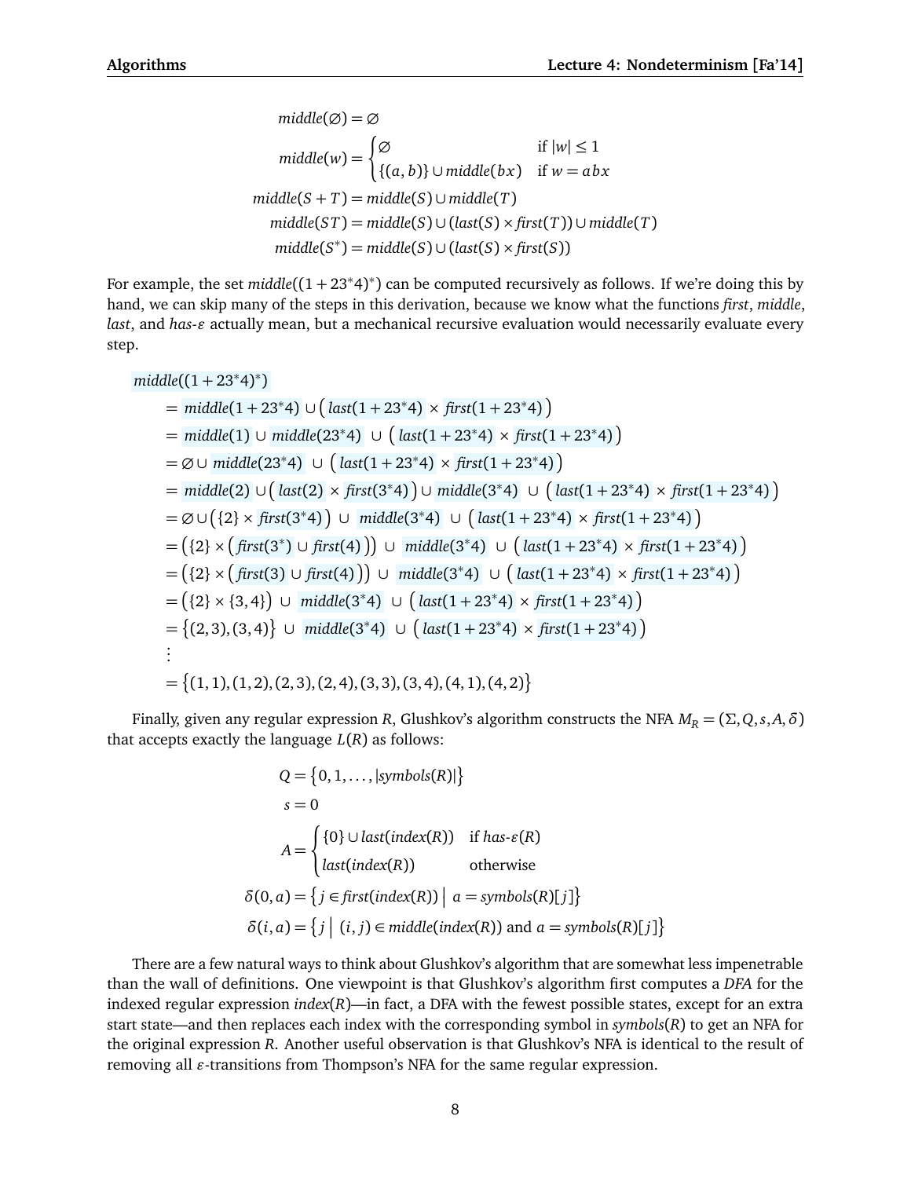$$
\begin{aligned}
middle(\varnothing) &= \varnothing \\
middle(w) &= \begin{cases} \varnothing & \text{if } |w| \le 1 \\ \{(a,b)\} \cup middle(bx) & \text{if } w = abx \end{cases} \\
middle(S+T) &= middle(S) \cup middle(T) \\
middle(ST) &= middle(S) \cup (last(S) \times first(T)) \cup middle(T) \\
middle(S^*) &= middle(S) \cup (last(S) \times first(S))
\end{aligned}
$$

For example, the set $middle((1+23^*4)^*)$ can be computed recursively as follows. If we're doing this by hand, we can skip many of the steps in this derivation, because we know what the functions *first*, *middle*, *last*, and *has-ε* actually mean, but a mechanical recursive evaluation would necessarily evaluate every step.

$$
\begin{aligned}
&middle((1+23^*4)^*) \\
&\quad = middle(1+23^*4) \cup \big(last(1+23^*4) \times first(1+23^*4)\big) \\
&\quad = middle(1) \cup middle(23^*4) \cup \big(last(1+23^*4) \times first(1+23^*4)\big) \\
&\quad = \varnothing \cup middle(23^*4) \cup \big(last(1+23^*4) \times first(1+23^*4)\big) \\
&\quad = middle(2) \cup \big(last(2) \times first(3^*4)\big) \cup middle(3^*4) \cup \big(last(1+23^*4) \times first(1+23^*4)\big) \\
&\quad = \varnothing \cup \big(\{2\} \times first(3^*4)\big) \cup middle(3^*4) \cup \big(last(1+23^*4) \times first(1+23^*4)\big) \\
&\quad = \big(\{2\} \times \big(first(3^*) \cup first(4)\big)\big) \cup middle(3^*4) \cup \big(last(1+23^*4) \times first(1+23^*4)\big) \\
&\quad = \big(\{2\} \times \big(first(3) \cup first(4)\big)\big) \cup middle(3^*4) \cup \big(last(1+23^*4) \times first(1+23^*4)\big) \\
&\quad = \big(\{2\} \times \{3,4\}\big) \cup middle(3^*4) \cup \big(last(1+23^*4) \times first(1+23^*4)\big) \\
&\quad = \big\{(2,3),(3,4)\big\} \cup middle(3^*4) \cup \big(last(1+23^*4) \times first(1+23^*4)\big) \\
&\quad \vdots \\
&\quad = \big\{(1,1),(1,2),(2,3),(2,4),(3,3),(3,4),(4,1),(4,2)\big\}
\end{aligned}
$$

Finally, given any regular expression $R$, Glushkov's algorithm constructs the NFA $M_R = (\Sigma, Q, s, A, \delta)$ that accepts exactly the language $L(R)$ as follows:

$$
\begin{aligned}
Q &= \big\{0, 1, \ldots, |symbols(R)|\big\} \\
s &= 0 \\
A &= \begin{cases} \{0\} \cup last(index(R)) & \text{if } has\text{-}\varepsilon(R) \\ last(index(R)) & \text{otherwise} \end{cases} \\
\delta(0,a) &= \big\{ j \in first(index(R)) \;\big|\; a = symbols(R)[j] \big\} \\
\delta(i,a) &= \big\{ j \;\big|\; (i,j) \in middle(index(R)) \text{ and } a = symbols(R)[j] \big\}
\end{aligned}
$$

There are a few natural ways to think about Glushkov's algorithm that are somewhat less impenetrable than the wall of definitions. One viewpoint is that Glushkov's algorithm first computes a *DFA* for the indexed regular expression $index(R)$—in fact, a DFA with the fewest possible states, except for an extra start state—and then replaces each index with the corresponding symbol in $symbols(R)$ to get an NFA for the original expression $R$. Another useful observation is that Glushkov's NFA is identical to the result of removing all $\varepsilon$-transitions from Thompson's NFA for the same regular expression.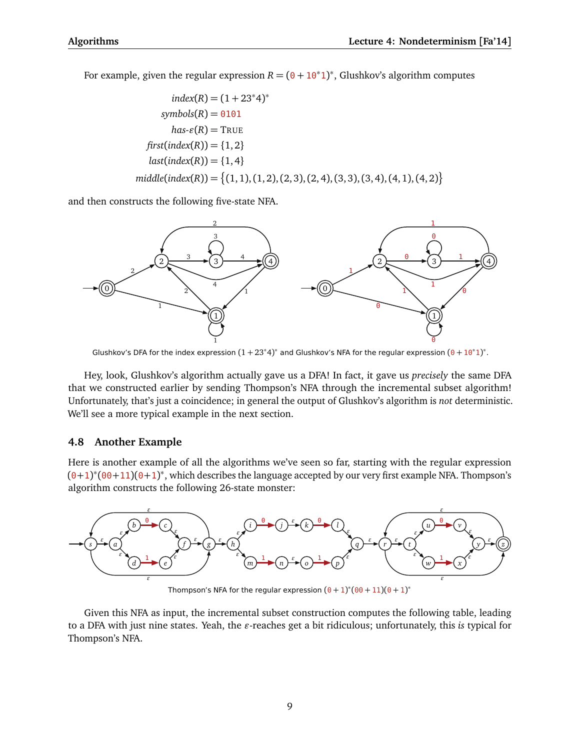For example, given the regular expression $R = (0 + 10^*1)^*$, Glushkov's algorithm computes

$$
\begin{aligned}
index(R) &= (1 + 23^*4)^* \\
symbols(R) &= 0101 \\
has\text{-}\varepsilon(R) &= \text{TRUE} \\
first(index(R)) &= \{1, 2\} \\
last(index(R)) &= \{1, 4\} \\
middle(index(R)) &= \{(1,1), (1,2), (2,3), (2,4), (3,3), (3,4), (4,1), (4,2)\}
\end{aligned}
$$

and then constructs the following five-state NFA.

Glushkov's DFA for the index expression $(1 + 23^*4)^*$ and Glushkov's NFA for the regular expression $(0 + 10^*1)^*$.

Hey, look, Glushkov's algorithm actually gave us a DFA! In fact, it gave us *precisely* the same DFA that we constructed earlier by sending Thompson's NFA through the incremental subset algorithm! Unfortunately, that's just a coincidence; in general the output of Glushkov's algorithm is *not* deterministic. We'll see a more typical example in the next section.

## 4.8 Another Example

Here is another example of all the algorithms we've seen so far, starting with the regular expression $(0+1)^*(00+11)(0+1)^*$, which describes the language accepted by our very first example NFA. Thompson's algorithm constructs the following 26-state monster:

Thompson's NFA for the regular expression $(0 + 1)^*(00 + 11)(0 + 1)^*$

Given this NFA as input, the incremental subset construction computes the following table, leading to a DFA with just nine states. Yeah, the $\varepsilon$-reaches get a bit ridiculous; unfortunately, this *is* typical for Thompson's NFA.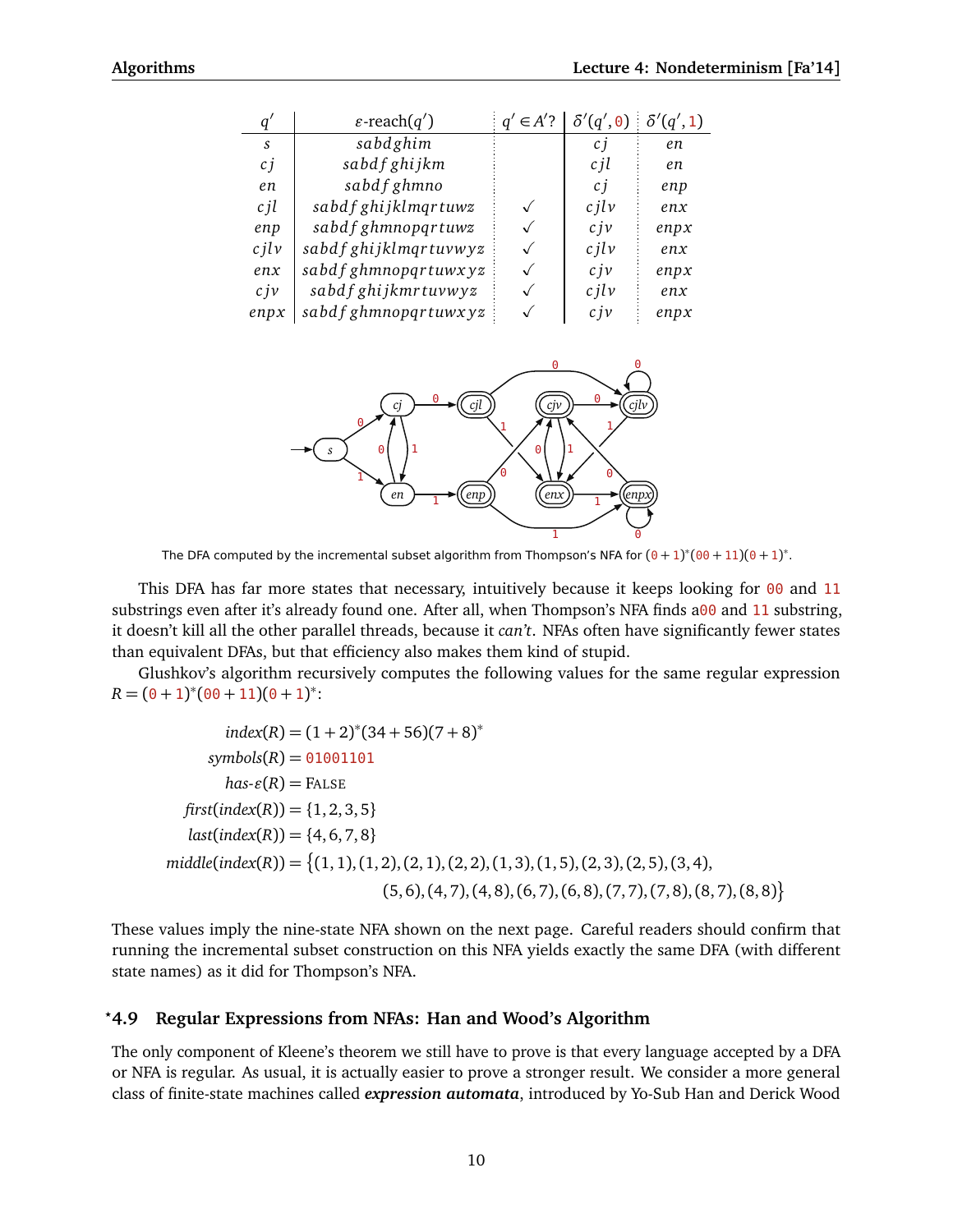| $q'$ | $\varepsilon$-reach$(q')$ | $q' \in A'$? | $\delta'(q', 0)$ | $\delta'(q', 1)$ |
|---|---|---|---|---|
| $s$ | $sabdghim$ | | $cj$ | $en$ |
| $cj$ | $sabdfghijkm$ | | $cjl$ | $en$ |
| $en$ | $sabdfghmno$ | | $cj$ | $enp$ |
| $cjl$ | $sabdfghijklmqrtuwz$ | ✓ | $cjlv$ | $enx$ |
| $enp$ | $sabdfghmnopqrtuwz$ | ✓ | $cjv$ | $enpx$ |
| $cjlv$ | $sabdfghijklmqrtuvwyz$ | ✓ | $cjlv$ | $enx$ |
| $enx$ | $sabdfghmnopqrtuwxyz$ | ✓ | $cjv$ | $enpx$ |
| $cjv$ | $sabdfghijkmrtuvwyz$ | ✓ | $cjlv$ | $enx$ |
| $enpx$ | $sabdfghmnopqrtuwxyz$ | ✓ | $cjv$ | $enpx$ |

The DFA computed by the incremental subset algorithm from Thompson's NFA for $(0+1)^*(00+11)(0+1)^*$.

This DFA has far more states that necessary, intuitively because it keeps looking for 00 and 11 substrings even after it's already found one. After all, when Thompson's NFA finds a00 and 11 substring, it doesn't kill all the other parallel threads, because it *can't*. NFAs often have significantly fewer states than equivalent DFAs, but that efficiency also makes them kind of stupid.

Glushkov's algorithm recursively computes the following values for the same regular expression $R = (0+1)^*(00+11)(0+1)^*$:

$$
\begin{aligned}
\mathit{index}(R) &= (1+2)^*(34+56)(7+8)^* \\
\mathit{symbols}(R) &= 01001101 \\
\mathit{has}\text{-}\varepsilon(R) &= \text{FALSE} \\
\mathit{first}(\mathit{index}(R)) &= \{1,2,3,5\} \\
\mathit{last}(\mathit{index}(R)) &= \{4,6,7,8\} \\
\mathit{middle}(\mathit{index}(R)) &= \big\{(1,1),(1,2),(2,1),(2,2),(1,3),(1,5),(2,3),(2,5),(3,4), \\
&\qquad (5,6),(4,7),(4,8),(6,7),(6,8),(7,7),(7,8),(8,7),(8,8)\big\}
\end{aligned}
$$

These values imply the nine-state NFA shown on the next page. Careful readers should confirm that running the incremental subset construction on this NFA yields exactly the same DFA (with different state names) as it did for Thompson's NFA.

## *4.9 Regular Expressions from NFAs: Han and Wood's Algorithm

The only component of Kleene's theorem we still have to prove is that every language accepted by a DFA or NFA is regular. As usual, it is actually easier to prove a stronger result. We consider a more general class of finite-state machines called ***expression automata***, introduced by Yo-Sub Han and Derick Wood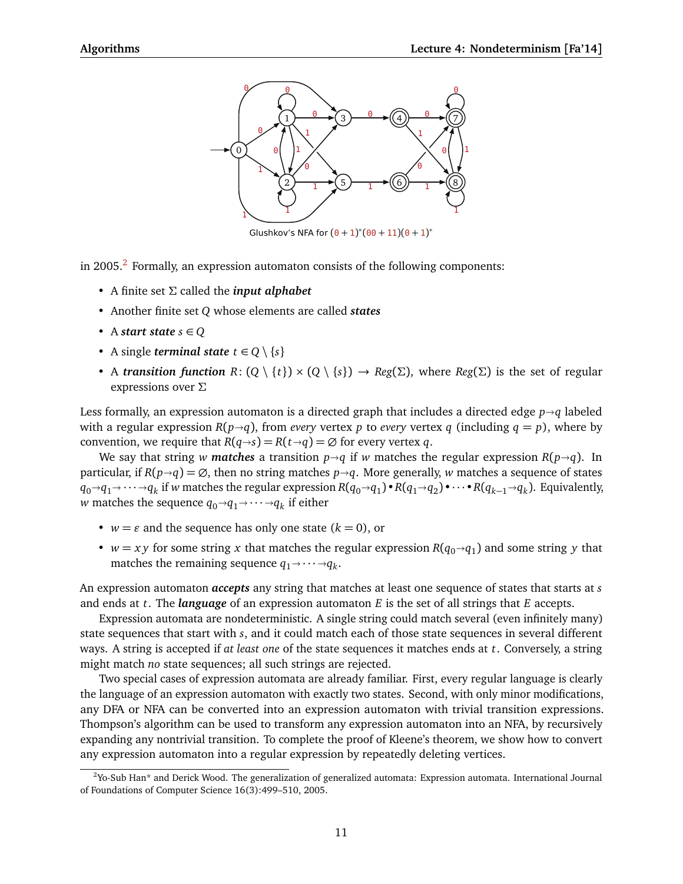Glushkov's NFA for $(0+1)^*(00+11)(0+1)^*$

in 2005.[2] Formally, an expression automaton consists of the following components:

- A finite set $\Sigma$ called the ***input alphabet***
- Another finite set $Q$ whose elements are called ***states***
- A ***start state*** $s \in Q$
- A single ***terminal state*** $t \in Q \setminus \{s\}$
- A ***transition function*** $R\colon (Q \setminus \{t\}) \times (Q \setminus \{s\}) \to \mathit{Reg}(\Sigma)$, where $\mathit{Reg}(\Sigma)$ is the set of regular expressions over $\Sigma$

Less formally, an expression automaton is a directed graph that includes a directed edge $p \to q$ labeled with a regular expression $R(p \to q)$, from *every* vertex $p$ to *every* vertex $q$ (including $q = p$), where by convention, we require that $R(q \to s) = R(t \to q) = \varnothing$ for every vertex $q$.

We say that string $w$ ***matches*** a transition $p \to q$ if $w$ matches the regular expression $R(p \to q)$. In particular, if $R(p \to q) = \varnothing$, then no string matches $p \to q$. More generally, $w$ matches a sequence of states $q_0 \to q_1 \to \cdots \to q_k$ if $w$ matches the regular expression $R(q_0 \to q_1) \bullet R(q_1 \to q_2) \bullet \cdots \bullet R(q_{k-1} \to q_k)$. Equivalently, $w$ matches the sequence $q_0 \to q_1 \to \cdots \to q_k$ if either

- $w = \varepsilon$ and the sequence has only one state ($k = 0$), or
- $w = xy$ for some string $x$ that matches the regular expression $R(q_0 \to q_1)$ and some string $y$ that matches the remaining sequence $q_1 \to \cdots \to q_k$.

An expression automaton ***accepts*** any string that matches at least one sequence of states that starts at $s$ and ends at $t$. The ***language*** of an expression automaton $E$ is the set of all strings that $E$ accepts.

Expression automata are nondeterministic. A single string could match several (even infinitely many) state sequences that start with $s$, and it could match each of those state sequences in several different ways. A string is accepted if *at least one* of the state sequences it matches ends at $t$. Conversely, a string might match *no* state sequences; all such strings are rejected.

Two special cases of expression automata are already familiar. First, every regular language is clearly the language of an expression automaton with exactly two states. Second, with only minor modifications, any DFA or NFA can be converted into an expression automaton with trivial transition expressions. Thompson's algorithm can be used to transform any expression automaton into an NFA, by recursively expanding any nontrivial transition. To complete the proof of Kleene's theorem, we show how to convert any expression automaton into a regular expression by repeatedly deleting vertices.

[2] Yo-Sub Han* and Derick Wood. The generalization of generalized automata: Expression automata. International Journal of Foundations of Computer Science 16(3):499–510, 2005.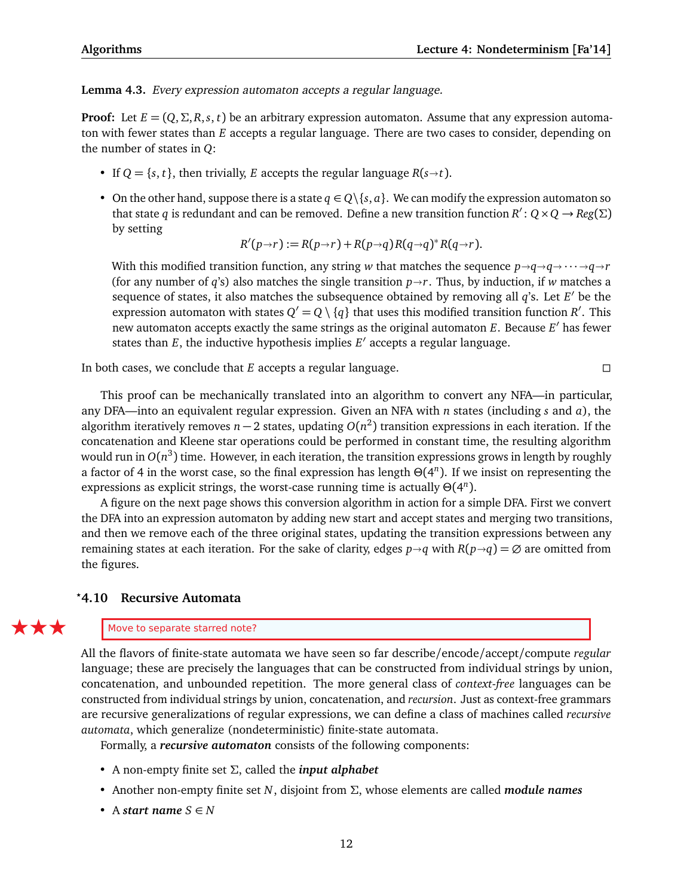**Lemma 4.3.** *Every expression automaton accepts a regular language.*

**Proof:** Let $E = (Q, \Sigma, R, s, t)$ be an arbitrary expression automaton. Assume that any expression automaton with fewer states than $E$ accepts a regular language. There are two cases to consider, depending on the number of states in $Q$:

- If $Q = \{s, t\}$, then trivially, $E$ accepts the regular language $R(s \to t)$.
- On the other hand, suppose there is a state $q \in Q \setminus \{s, a\}$. We can modify the expression automaton so that state $q$ is redundant and can be removed. Define a new transition function $R' \colon Q \times Q \to Reg(\Sigma)$ by setting
$$R'(p \to r) := R(p \to r) + R(p \to q)\, R(q \to q)^*\, R(q \to r).$$
With this modified transition function, any string $w$ that matches the sequence $p \to q \to q \to \cdots \to q \to r$ (for any number of $q$'s) also matches the single transition $p \to r$. Thus, by induction, if $w$ matches a sequence of states, it also matches the subsequence obtained by removing all $q$'s. Let $E'$ be the expression automaton with states $Q' = Q \setminus \{q\}$ that uses this modified transition function $R'$. This new automaton accepts exactly the same strings as the original automaton $E$. Because $E'$ has fewer states than $E$, the inductive hypothesis implies $E'$ accepts a regular language.

In both cases, we conclude that $E$ accepts a regular language. □

This proof can be mechanically translated into an algorithm to convert any NFA—in particular, any DFA—into an equivalent regular expression. Given an NFA with $n$ states (including $s$ and $a$), the algorithm iteratively removes $n - 2$ states, updating $O(n^2)$ transition expressions in each iteration. If the concatenation and Kleene star operations could be performed in constant time, the resulting algorithm would run in $O(n^3)$ time. However, in each iteration, the transition expressions grows in length by roughly a factor of 4 in the worst case, so the final expression has length $\Theta(4^n)$. If we insist on representing the expressions as explicit strings, the worst-case running time is actually $\Theta(4^n)$.

A figure on the next page shows this conversion algorithm in action for a simple DFA. First we convert the DFA into an expression automaton by adding new start and accept states and merging two transitions, and then we remove each of the three original states, updating the transition expressions between any remaining states at each iteration. For the sake of clarity, edges $p \to q$ with $R(p \to q) = \varnothing$ are omitted from the figures.

## *4.10 Recursive Automata

★★★ Move to separate starred note?

All the flavors of finite-state automata we have seen so far describe/encode/accept/compute *regular* language; these are precisely the languages that can be constructed from individual strings by union, concatenation, and unbounded repetition. The more general class of *context-free* languages can be constructed from individual strings by union, concatenation, and *recursion*. Just as context-free grammars are recursive generalizations of regular expressions, we can define a class of machines called *recursive automata*, which generalize (nondeterministic) finite-state automata.

Formally, a ***recursive automaton*** consists of the following components:

- A non-empty finite set $\Sigma$, called the ***input alphabet***
- Another non-empty finite set $N$, disjoint from $\Sigma$, whose elements are called ***module names***
- A ***start name*** $S \in N$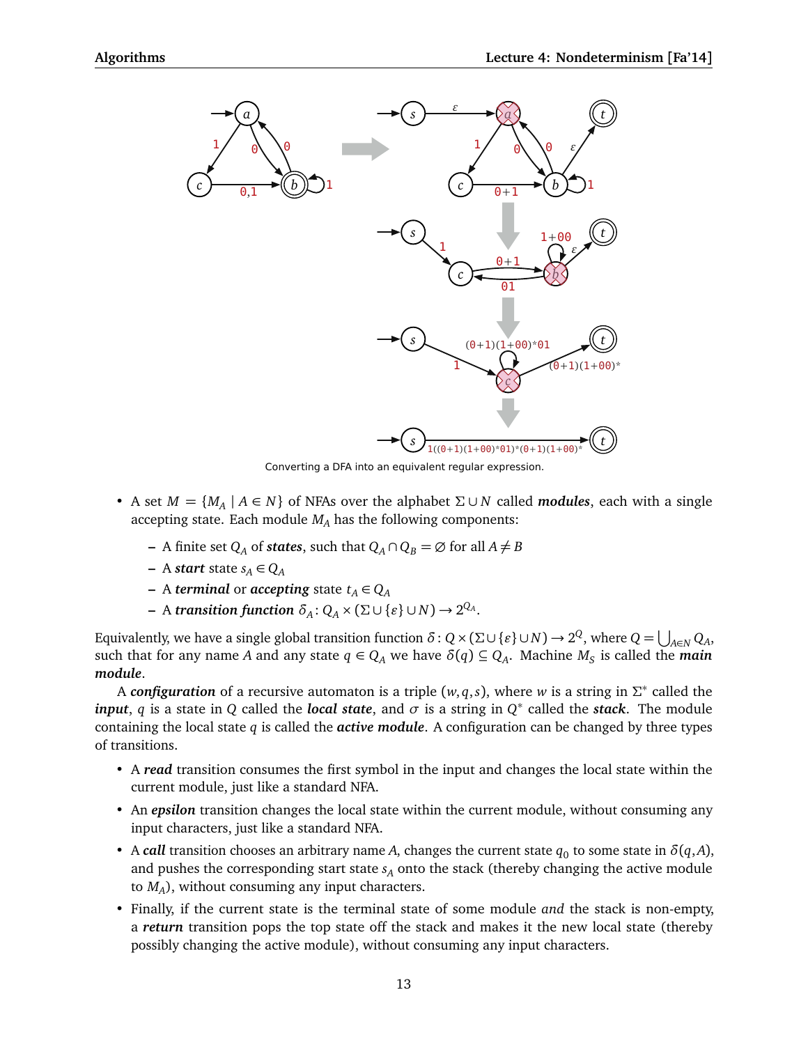Converting a DFA into an equivalent regular expression.

- A set $M = \{M_A \mid A \in N\}$ of NFAs over the alphabet $\Sigma \cup N$ called ***modules***, each with a single accepting state. Each module $M_A$ has the following components:
  - A finite set $Q_A$ of ***states***, such that $Q_A \cap Q_B = \varnothing$ for all $A \neq B$
  - A ***start*** state $s_A \in Q_A$
  - A ***terminal*** or ***accepting*** state $t_A \in Q_A$
  - A ***transition function*** $\delta_A \colon Q_A \times (\Sigma \cup \{\varepsilon\} \cup N) \to 2^{Q_A}$.

Equivalently, we have a single global transition function $\delta \colon Q \times (\Sigma \cup \{\varepsilon\} \cup N) \to 2^Q$, where $Q = \bigcup_{A \in N} Q_A$, such that for any name $A$ and any state $q \in Q_A$ we have $\delta(q) \subseteq Q_A$. Machine $M_S$ is called the ***main module***.

A ***configuration*** of a recursive automaton is a triple $(w, q, s)$, where $w$ is a string in $\Sigma^*$ called the ***input***, $q$ is a state in $Q$ called the ***local state***, and $\sigma$ is a string in $Q^*$ called the ***stack***. The module containing the local state $q$ is called the ***active module***. A configuration can be changed by three types of transitions.

- A ***read*** transition consumes the first symbol in the input and changes the local state within the current module, just like a standard NFA.
- An ***epsilon*** transition changes the local state within the current module, without consuming any input characters, just like a standard NFA.
- A ***call*** transition chooses an arbitrary name $A$, changes the current state $q_0$ to some state in $\delta(q, A)$, and pushes the corresponding start state $s_A$ onto the stack (thereby changing the active module to $M_A$), without consuming any input characters.
- Finally, if the current state is the terminal state of some module *and* the stack is non-empty, a ***return*** transition pops the top state off the stack and makes it the new local state (thereby possibly changing the active module), without consuming any input characters.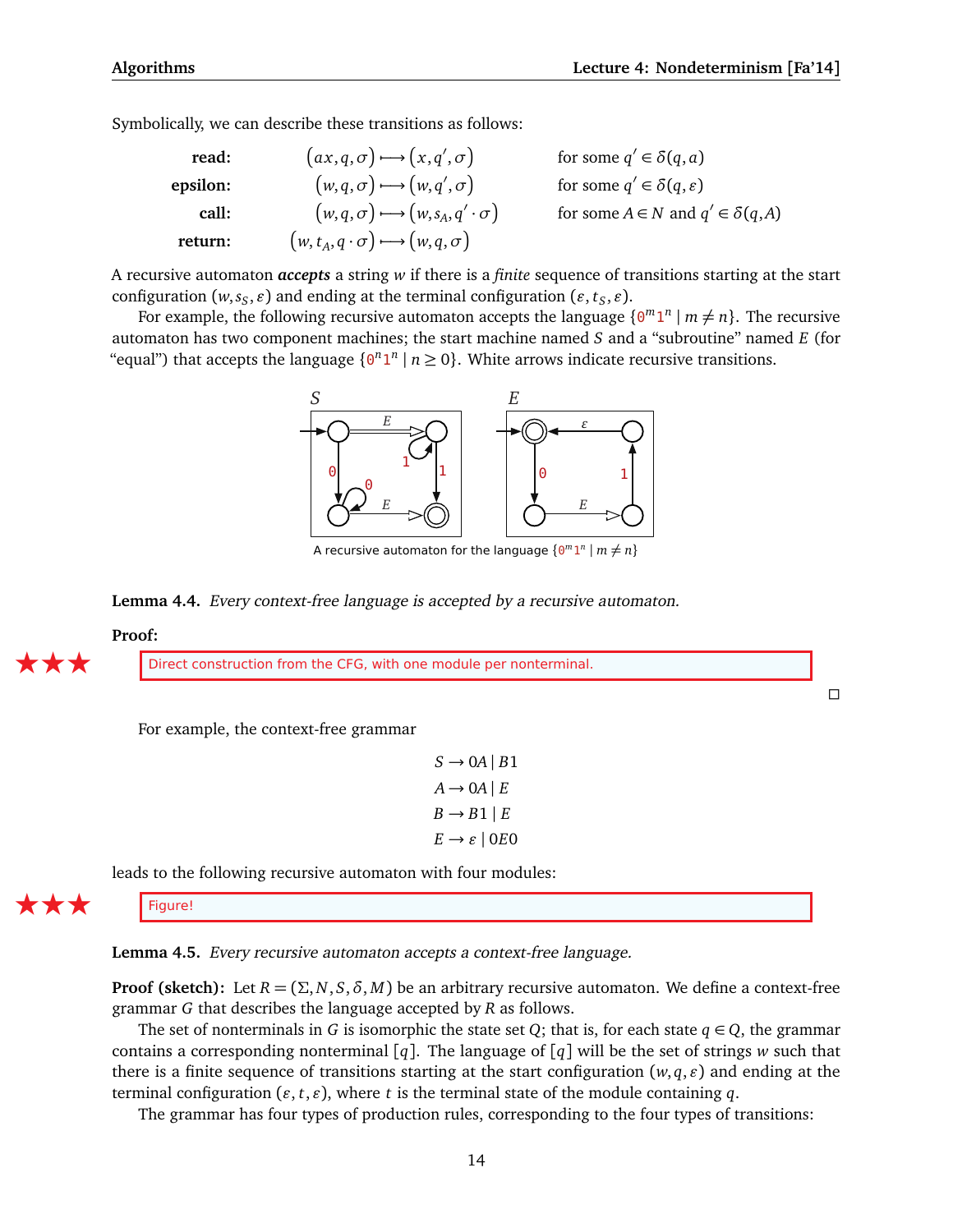Symbolically, we can describe these transitions as follows:

| | | |
|---|---|---|
| **read:** | $(ax, q, \sigma) \longmapsto (x, q', \sigma)$ | for some $q' \in \delta(q, a)$ |
| **epsilon:** | $(w, q, \sigma) \longmapsto (w, q', \sigma)$ | for some $q' \in \delta(q, \varepsilon)$ |
| **call:** | $(w, q, \sigma) \longmapsto (w, s_A, q' \cdot \sigma)$ | for some $A \in N$ and $q' \in \delta(q, A)$ |
| **return:** | $(w, t_A, q \cdot \sigma) \longmapsto (w, q, \sigma)$ | |

A recursive automaton ***accepts*** a string $w$ if there is a *finite* sequence of transitions starting at the start configuration $(w, s_S, \varepsilon)$ and ending at the terminal configuration $(\varepsilon, t_S, \varepsilon)$.

For example, the following recursive automaton accepts the language $\{0^m 1^n \mid m \neq n\}$. The recursive automaton has two component machines; the start machine named $S$ and a "subroutine" named $E$ (for "equal") that accepts the language $\{0^n 1^n \mid n \geq 0\}$. White arrows indicate recursive transitions.

A recursive automaton for the language $\{0^m 1^n \mid m \neq n\}$

**Lemma 4.4.** *Every context-free language is accepted by a recursive automaton.*

**Proof:**

★★★ Direct construction from the CFG, with one module per nonterminal. □

For example, the context-free grammar

$$S \rightarrow 0A \mid B1$$
$$A \rightarrow 0A \mid E$$
$$B \rightarrow B1 \mid E$$
$$E \rightarrow \varepsilon \mid 0E0$$

leads to the following recursive automaton with four modules:

★★★ Figure!

**Lemma 4.5.** *Every recursive automaton accepts a context-free language.*

**Proof (sketch):** Let $R = (\Sigma, N, S, \delta, M)$ be an arbitrary recursive automaton. We define a context-free grammar $G$ that describes the language accepted by $R$ as follows.

The set of nonterminals in $G$ is isomorphic the state set $Q$; that is, for each state $q \in Q$, the grammar contains a corresponding nonterminal $[q]$. The language of $[q]$ will be the set of strings $w$ such that there is a finite sequence of transitions starting at the start configuration $(w, q, \varepsilon)$ and ending at the terminal configuration $(\varepsilon, t, \varepsilon)$, where $t$ is the terminal state of the module containing $q$.

The grammar has four types of production rules, corresponding to the four types of transitions: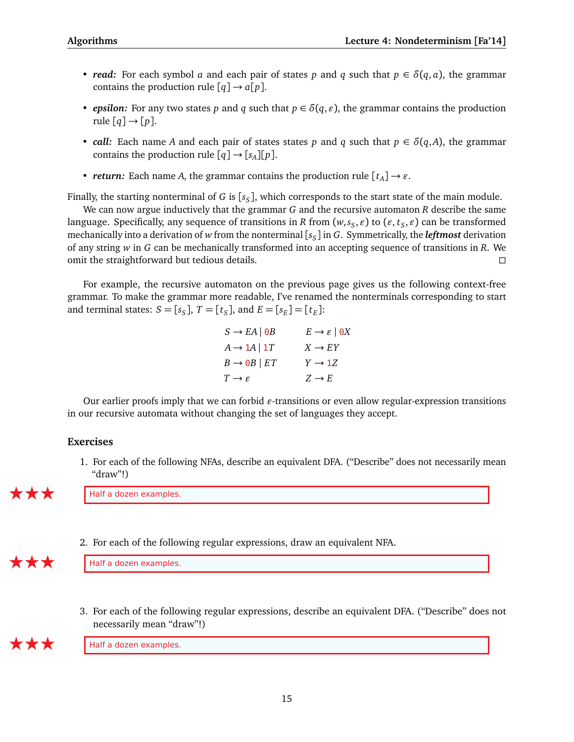- ***read:*** For each symbol $a$ and each pair of states $p$ and $q$ such that $p \in \delta(q, a)$, the grammar contains the production rule $[q] \rightarrow a[p]$.

- ***epsilon:*** For any two states $p$ and $q$ such that $p \in \delta(q, \varepsilon)$, the grammar contains the production rule $[q] \rightarrow [p]$.

- ***call:*** Each name $A$ and each pair of states states $p$ and $q$ such that $p \in \delta(q, A)$, the grammar contains the production rule $[q] \rightarrow [s_A][p]$.

- ***return:*** Each name $A$, the grammar contains the production rule $[t_A] \rightarrow \varepsilon$.

Finally, the starting nonterminal of $G$ is $[s_S]$, which corresponds to the start state of the main module.

We can now argue inductively that the grammar $G$ and the recursive automaton $R$ describe the same language. Specifically, any sequence of transitions in $R$ from $(w, s_S, \varepsilon)$ to $(\varepsilon, t_S, \varepsilon)$ can be transformed mechanically into a derivation of $w$ from the nonterminal $[s_S]$ in $G$. Symmetrically, the ***leftmost*** derivation of any string $w$ in $G$ can be mechanically transformed into an accepting sequence of transitions in $R$. We omit the straightforward but tedious details. □

For example, the recursive automaton on the previous page gives us the following context-free grammar. To make the grammar more readable, I've renamed the nonterminals corresponding to start and terminal states: $S = [s_S]$, $T = [t_S]$, and $E = [s_E] = [t_E]$:

$$
\begin{array}{ll}
S \rightarrow EA \mid 0B & E \rightarrow \varepsilon \mid 0X \\
A \rightarrow 1A \mid 1T & X \rightarrow EY \\
B \rightarrow 0B \mid ET & Y \rightarrow 1Z \\
T \rightarrow \varepsilon & Z \rightarrow E
\end{array}
$$

Our earlier proofs imply that we can forbid $\varepsilon$-transitions or even allow regular-expression transitions in our recursive automata without changing the set of languages they accept.

### Exercises

1. For each of the following NFAs, describe an equivalent DFA. ("Describe" does not necessarily mean "draw"!)

   ★★★ Half a dozen examples.

2. For each of the following regular expressions, draw an equivalent NFA.

   ★★★ Half a dozen examples.

3. For each of the following regular expressions, describe an equivalent DFA. ("Describe" does not necessarily mean "draw"!)

   ★★★ Half a dozen examples.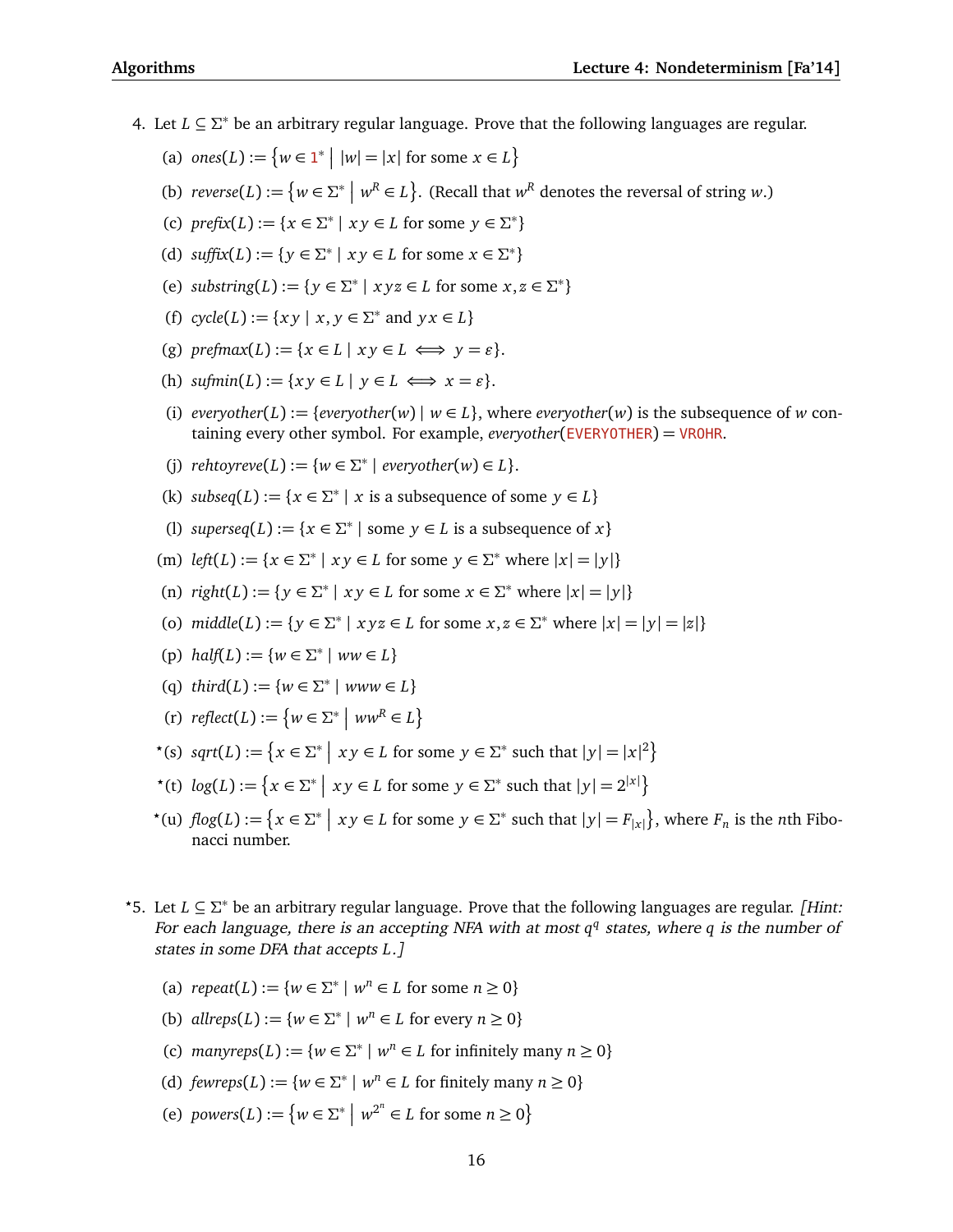4. Let $L \subseteq \Sigma^*$ be an arbitrary regular language. Prove that the following languages are regular.

   (a) $ones(L) := \{ w \in 1^* \mid |w| = |x| \text{ for some } x \in L \}$

   (b) $reverse(L) := \{ w \in \Sigma^* \mid w^R \in L \}$. (Recall that $w^R$ denotes the reversal of string $w$.)

   (c) $prefix(L) := \{ x \in \Sigma^* \mid xy \in L \text{ for some } y \in \Sigma^* \}$

   (d) $suffix(L) := \{ y \in \Sigma^* \mid xy \in L \text{ for some } x \in \Sigma^* \}$

   (e) $substring(L) := \{ y \in \Sigma^* \mid xyz \in L \text{ for some } x, z \in \Sigma^* \}$

   (f) $cycle(L) := \{ xy \mid x, y \in \Sigma^* \text{ and } yx \in L \}$

   (g) $prefmax(L) := \{ x \in L \mid xy \in L \iff y = \varepsilon \}$.

   (h) $sufmin(L) := \{ xy \in L \mid y \in L \iff x = \varepsilon \}$.

   (i) $everyother(L) := \{ everyother(w) \mid w \in L \}$, where $everyother(w)$ is the subsequence of $w$ containing every other symbol. For example, $everyother(\text{EVERYOTHER}) = \text{VROHR}$.

   (j) $rehtoyreve(L) := \{ w \in \Sigma^* \mid everyother(w) \in L \}$.

   (k) $subseq(L) := \{ x \in \Sigma^* \mid x \text{ is a subsequence of some } y \in L \}$

   (l) $superseq(L) := \{ x \in \Sigma^* \mid \text{some } y \in L \text{ is a subsequence of } x \}$

   (m) $left(L) := \{ x \in \Sigma^* \mid xy \in L \text{ for some } y \in \Sigma^* \text{ where } |x| = |y| \}$

   (n) $right(L) := \{ y \in \Sigma^* \mid xy \in L \text{ for some } x \in \Sigma^* \text{ where } |x| = |y| \}$

   (o) $middle(L) := \{ y \in \Sigma^* \mid xyz \in L \text{ for some } x, z \in \Sigma^* \text{ where } |x| = |y| = |z| \}$

   (p) $half(L) := \{ w \in \Sigma^* \mid ww \in L \}$

   (q) $third(L) := \{ w \in \Sigma^* \mid www \in L \}$

   (r) $reflect(L) := \{ w \in \Sigma^* \mid ww^R \in L \}$

   ★(s) $sqrt(L) := \{ x \in \Sigma^* \mid xy \in L \text{ for some } y \in \Sigma^* \text{ such that } |y| = |x|^2 \}$

   ★(t) $log(L) := \{ x \in \Sigma^* \mid xy \in L \text{ for some } y \in \Sigma^* \text{ such that } |y| = 2^{|x|} \}$

   ★(u) $flog(L) := \{ x \in \Sigma^* \mid xy \in L \text{ for some } y \in \Sigma^* \text{ such that } |y| = F_{|x|} \}$, where $F_n$ is the $n$th Fibonacci number.

★5. Let $L \subseteq \Sigma^*$ be an arbitrary regular language. Prove that the following languages are regular. *[Hint: For each language, there is an accepting NFA with at most $q^q$ states, where $q$ is the number of states in some DFA that accepts $L$.]*

   (a) $repeat(L) := \{ w \in \Sigma^* \mid w^n \in L \text{ for some } n \geq 0 \}$

   (b) $allreps(L) := \{ w \in \Sigma^* \mid w^n \in L \text{ for every } n \geq 0 \}$

   (c) $manyreps(L) := \{ w \in \Sigma^* \mid w^n \in L \text{ for infinitely many } n \geq 0 \}$

   (d) $fewreps(L) := \{ w \in \Sigma^* \mid w^n \in L \text{ for finitely many } n \geq 0 \}$

   (e) $powers(L) := \{ w \in \Sigma^* \mid w^{2^n} \in L \text{ for some } n \geq 0 \}$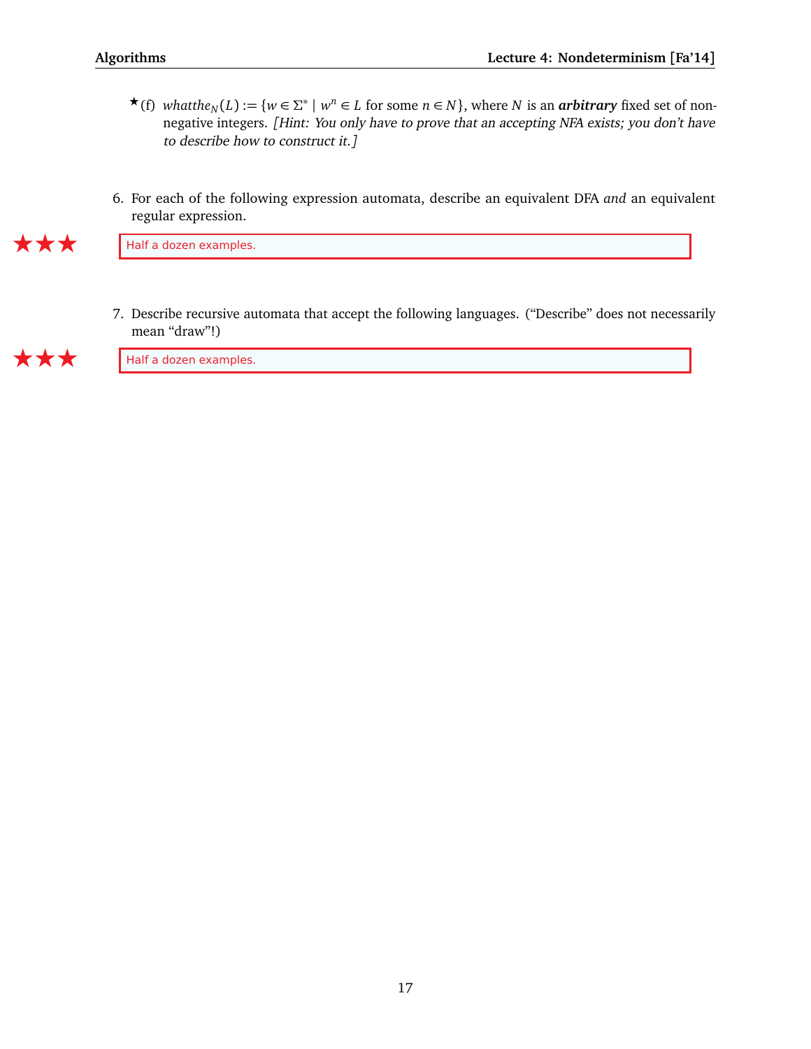★(f) $whatthe_N(L) := \{w \in \Sigma^* \mid w^n \in L$ for some $n \in N\}$, where $N$ is an ***arbitrary*** fixed set of non-negative integers. *[Hint: You only have to prove that an accepting NFA exists; you don't have to describe how to construct it.]*

6. For each of the following expression automata, describe an equivalent DFA *and* an equivalent regular expression.

★★★ Half a dozen examples.

7. Describe recursive automata that accept the following languages. ("Describe" does not necessarily mean "draw"!)

★★★ Half a dozen examples.